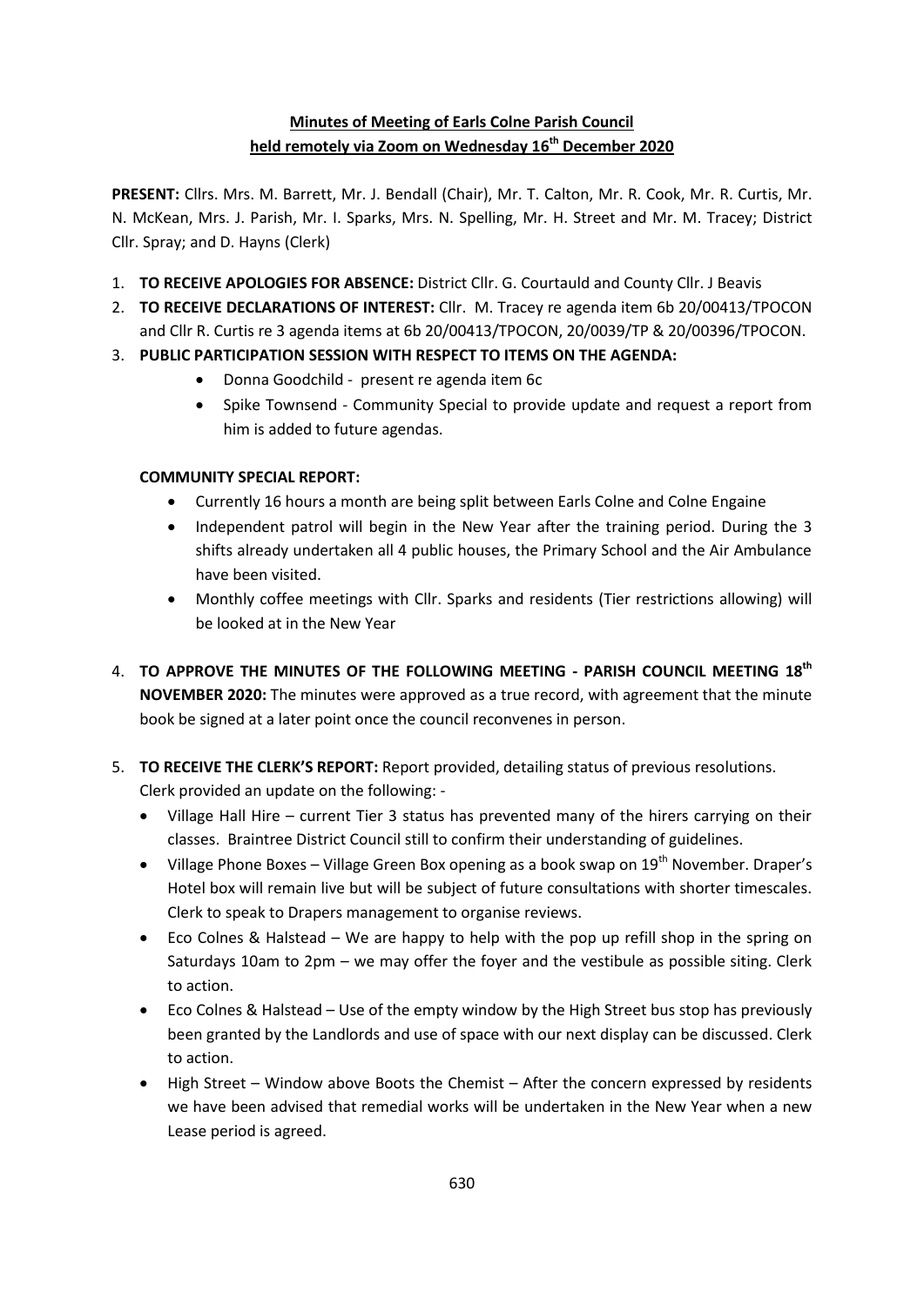# Minutes of Meeting of Earls Colne Parish Council held remotely via Zoom on Wednesday 16th December 2020

**PRESENT:** Cllrs. Mrs. M. Barrett, Mr. J. Bendall (Chair), Mr. T. Calton, Mr. R. Cook, Mr. R. Curtis, Mr. N. McKean, Mrs. J. Parish, Mr. I. Sparks, Mrs. N. Spelling, Mr. H. Street and Mr. M. Tracey; District Cllr. Spray; and D. Hayns (Clerk)

1. **TO RECEIVE APOLOGIES FOR ABSENCE:** District Cllr. G. Courtauld and County Cllr. J Beavis
2. **TO RECEIVE DECLARATIONS OF INTEREST:** Cllr. M. Tracey re agenda item 6b 20/00413/TPOCON and Cllr R. Curtis re 3 agenda items at 6b 20/00413/TPOCON, 20/0039/TP & 20/00396/TPOCON.
3. **PUBLIC PARTICIPATION SESSION WITH RESPECT TO ITEMS ON THE AGENDA:**
   - Donna Goodchild - present re agenda item 6c
   - Spike Townsend - Community Special to provide update and request a report from him is added to future agendas.

   **COMMUNITY SPECIAL REPORT:**
   - Currently 16 hours a month are being split between Earls Colne and Colne Engaine
   - Independent patrol will begin in the New Year after the training period. During the 3 shifts already undertaken all 4 public houses, the Primary School and the Air Ambulance have been visited.
   - Monthly coffee meetings with Cllr. Sparks and residents (Tier restrictions allowing) will be looked at in the New Year

4. **TO APPROVE THE MINUTES OF THE FOLLOWING MEETING - PARISH COUNCIL MEETING 18th NOVEMBER 2020:** The minutes were approved as a true record, with agreement that the minute book be signed at a later point once the council reconvenes in person.

5. **TO RECEIVE THE CLERK'S REPORT:** Report provided, detailing status of previous resolutions. Clerk provided an update on the following: -
   - Village Hall Hire – current Tier 3 status has prevented many of the hirers carrying on their classes. Braintree District Council still to confirm their understanding of guidelines.
   - Village Phone Boxes – Village Green Box opening as a book swap on 19th November. Draper's Hotel box will remain live but will be subject of future consultations with shorter timescales. Clerk to speak to Drapers management to organise reviews.
   - Eco Colnes & Halstead – We are happy to help with the pop up refill shop in the spring on Saturdays 10am to 2pm – we may offer the foyer and the vestibule as possible siting. Clerk to action.
   - Eco Colnes & Halstead – Use of the empty window by the High Street bus stop has previously been granted by the Landlords and use of space with our next display can be discussed. Clerk to action.
   - High Street – Window above Boots the Chemist – After the concern expressed by residents we have been advised that remedial works will be undertaken in the New Year when a new Lease period is agreed.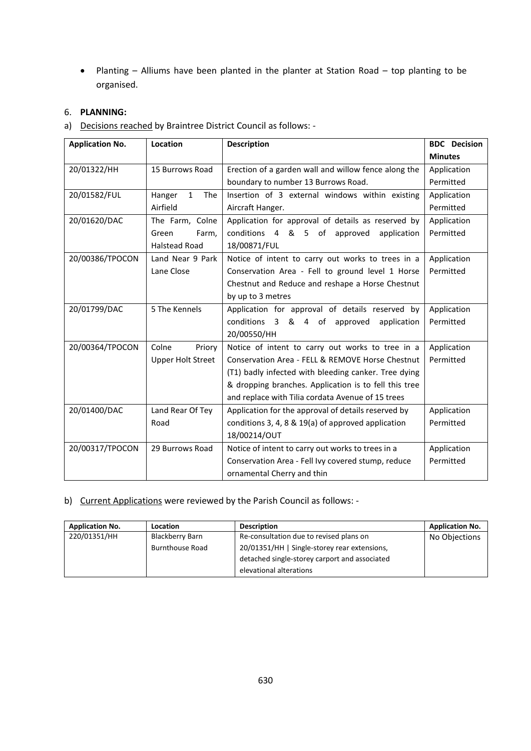- Planting – Alliums have been planted in the planter at Station Road – top planting to be organised.

6. **PLANNING:**

a) Decisions reached by Braintree District Council as follows: -

| Application No. | Location | Description | BDC Decision Minutes |
|---|---|---|---|
| 20/01322/HH | 15 Burrows Road | Erection of a garden wall and willow fence along the boundary to number 13 Burrows Road. | Application Permitted |
| 20/01582/FUL | Hanger 1 The Airfield | Insertion of 3 external windows within existing Aircraft Hanger. | Application Permitted |
| 20/01620/DAC | The Farm, Colne Green Farm, Halstead Road | Application for approval of details as reserved by conditions 4 & 5 of approved application 18/00871/FUL | Application Permitted |
| 20/00386/TPOCON | Land Near 9 Park Lane Close | Notice of intent to carry out works to trees in a Conservation Area - Fell to ground level 1 Horse Chestnut and Reduce and reshape a Horse Chestnut by up to 3 metres | Application Permitted |
| 20/01799/DAC | 5 The Kennels | Application for approval of details reserved by conditions 3 & 4 of approved application 20/00550/HH | Application Permitted |
| 20/00364/TPOCON | Colne Priory Upper Holt Street | Notice of intent to carry out works to tree in a Conservation Area - FELL & REMOVE Horse Chestnut (T1) badly infected with bleeding canker. Tree dying & dropping branches. Application is to fell this tree and replace with Tilia cordata Avenue of 15 trees | Application Permitted |
| 20/01400/DAC | Land Rear Of Tey Road | Application for the approval of details reserved by conditions 3, 4, 8 & 19(a) of approved application 18/00214/OUT | Application Permitted |
| 20/00317/TPOCON | 29 Burrows Road | Notice of intent to carry out works to trees in a Conservation Area - Fell Ivy covered stump, reduce ornamental Cherry and thin | Application Permitted |

b) Current Applications were reviewed by the Parish Council as follows: -

| Application No. | Location | Description | Application No. |
|---|---|---|---|
| 220/01351/HH | Blackberry Barn Burnthouse Road | Re-consultation due to revised plans on 20/01351/HH \| Single-storey rear extensions, detached single-storey carport and associated elevational alterations | No Objections |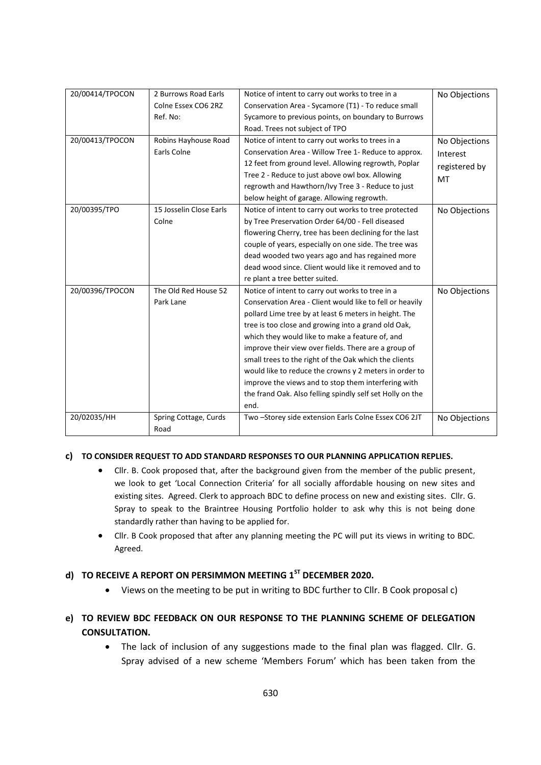| | | | |
|---|---|---|---|
| 20/00414/TPOCON | 2 Burrows Road Earls Colne Essex CO6 2RZ Ref. No: | Notice of intent to carry out works to tree in a Conservation Area - Sycamore (T1) - To reduce small Sycamore to previous points, on boundary to Burrows Road. Trees not subject of TPO | No Objections |
| 20/00413/TPOCON | Robins Hayhouse Road Earls Colne | Notice of intent to carry out works to trees in a Conservation Area - Willow Tree 1- Reduce to approx. 12 feet from ground level. Allowing regrowth, Poplar Tree 2 - Reduce to just above owl box. Allowing regrowth and Hawthorn/Ivy Tree 3 - Reduce to just below height of garage. Allowing regrowth. | No Objections Interest registered by MT |
| 20/00395/TPO | 15 Josselin Close Earls Colne | Notice of intent to carry out works to tree protected by Tree Preservation Order 64/00 - Fell diseased flowering Cherry, tree has been declining for the last couple of years, especially on one side. The tree was dead wooded two years ago and has regained more dead wood since. Client would like it removed and to re plant a tree better suited. | No Objections |
| 20/00396/TPOCON | The Old Red House 52 Park Lane | Notice of intent to carry out works to tree in a Conservation Area - Client would like to fell or heavily pollard Lime tree by at least 6 meters in height. The tree is too close and growing into a grand old Oak, which they would like to make a feature of, and improve their view over fields. There are a group of small trees to the right of the Oak which the clients would like to reduce the crowns y 2 meters in order to improve the views and to stop them interfering with the frand Oak. Also felling spindly self set Holly on the end. | No Objections |
| 20/02035/HH | Spring Cottage, Curds Road | Two –Storey side extension Earls Colne Essex CO6 2JT | No Objections |

**c) TO CONSIDER REQUEST TO ADD STANDARD RESPONSES TO OUR PLANNING APPLICATION REPLIES.**

- Cllr. B. Cook proposed that, after the background given from the member of the public present, we look to get 'Local Connection Criteria' for all socially affordable housing on new sites and existing sites. Agreed. Clerk to approach BDC to define process on new and existing sites. Cllr. G. Spray to speak to the Braintree Housing Portfolio holder to ask why this is not being done standardly rather than having to be applied for.
- Cllr. B Cook proposed that after any planning meeting the PC will put its views in writing to BDC. Agreed.

**d) TO RECEIVE A REPORT ON PERSIMMON MEETING 1ST DECEMBER 2020.**

- Views on the meeting to be put in writing to BDC further to Cllr. B Cook proposal c)

**e) TO REVIEW BDC FEEDBACK ON OUR RESPONSE TO THE PLANNING SCHEME OF DELEGATION CONSULTATION.**

- The lack of inclusion of any suggestions made to the final plan was flagged. Cllr. G. Spray advised of a new scheme 'Members Forum' which has been taken from the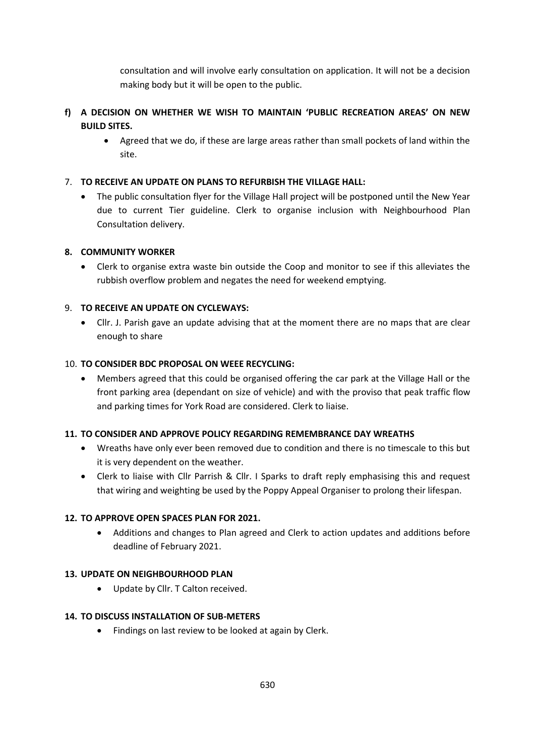consultation and will involve early consultation on application. It will not be a decision making body but it will be open to the public.

**f) A DECISION ON WHETHER WE WISH TO MAINTAIN 'PUBLIC RECREATION AREAS' ON NEW BUILD SITES.**

- Agreed that we do, if these are large areas rather than small pockets of land within the site.

7. **TO RECEIVE AN UPDATE ON PLANS TO REFURBISH THE VILLAGE HALL:**

- The public consultation flyer for the Village Hall project will be postponed until the New Year due to current Tier guideline. Clerk to organise inclusion with Neighbourhood Plan Consultation delivery.

**8. COMMUNITY WORKER**

- Clerk to organise extra waste bin outside the Coop and monitor to see if this alleviates the rubbish overflow problem and negates the need for weekend emptying.

9. **TO RECEIVE AN UPDATE ON CYCLEWAYS:**

- Cllr. J. Parish gave an update advising that at the moment there are no maps that are clear enough to share

10. **TO CONSIDER BDC PROPOSAL ON WEEE RECYCLING:**

- Members agreed that this could be organised offering the car park at the Village Hall or the front parking area (dependant on size of vehicle) and with the proviso that peak traffic flow and parking times for York Road are considered. Clerk to liaise.

**11. TO CONSIDER AND APPROVE POLICY REGARDING REMEMBRANCE DAY WREATHS**

- Wreaths have only ever been removed due to condition and there is no timescale to this but it is very dependent on the weather.
- Clerk to liaise with Cllr Parrish & Cllr. I Sparks to draft reply emphasising this and request that wiring and weighting be used by the Poppy Appeal Organiser to prolong their lifespan.

**12. TO APPROVE OPEN SPACES PLAN FOR 2021.**

- Additions and changes to Plan agreed and Clerk to action updates and additions before deadline of February 2021.

**13. UPDATE ON NEIGHBOURHOOD PLAN**

- Update by Cllr. T Calton received.

**14. TO DISCUSS INSTALLATION OF SUB-METERS**

- Findings on last review to be looked at again by Clerk.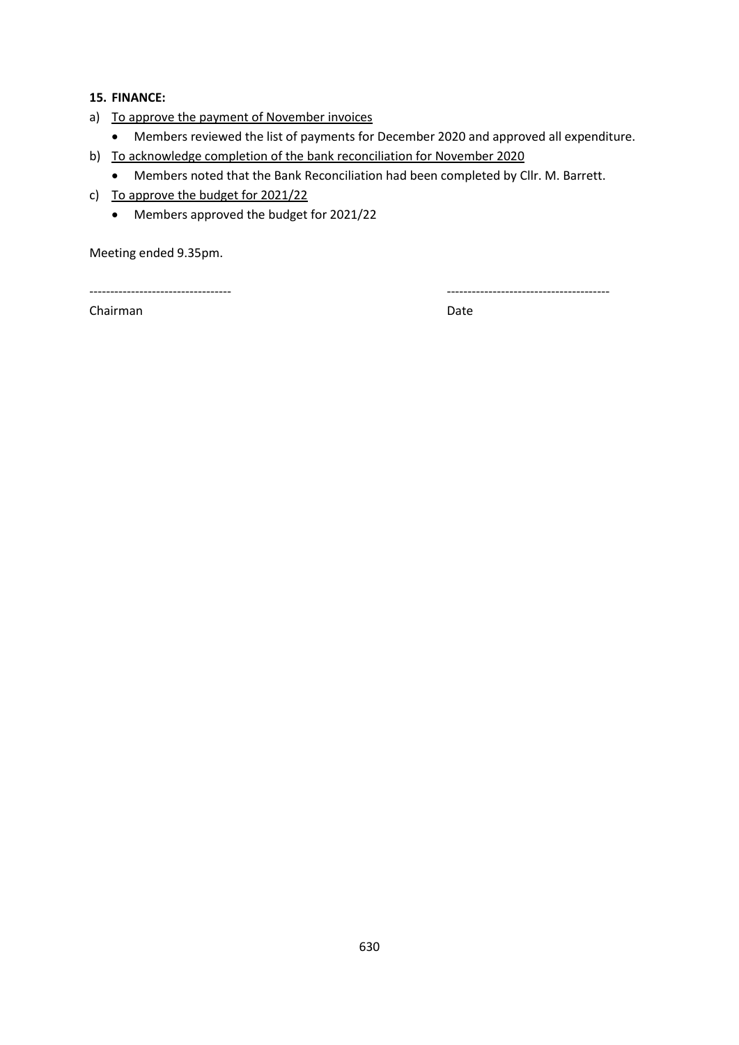**15. FINANCE:**

a) <u>To approve the payment of November invoices</u>
   - Members reviewed the list of payments for December 2020 and approved all expenditure.

b) <u>To acknowledge completion of the bank reconciliation for November 2020</u>
   - Members noted that the Bank Reconciliation had been completed by Cllr. M. Barrett.

c) <u>To approve the budget for 2021/22</u>
   - Members approved the budget for 2021/22

Meeting ended 9.35pm.

---------------------------------- ---------------------------------------

Chairman Date